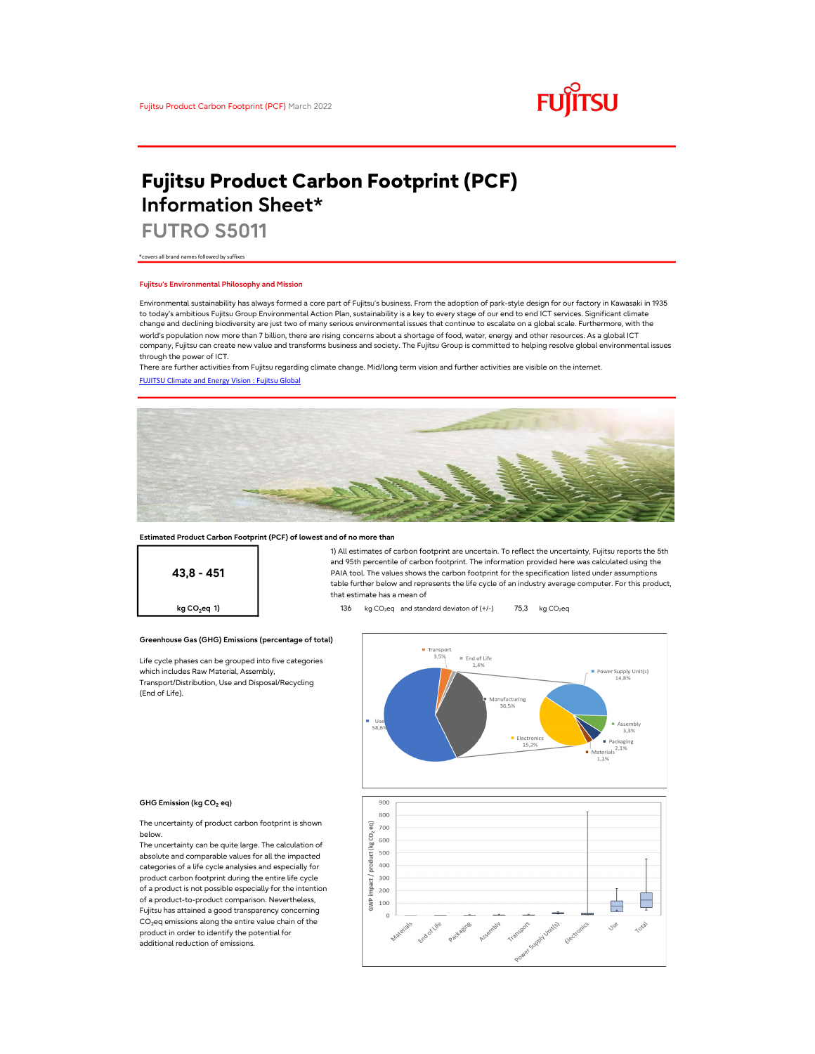Fujitsu Product Carbon Footprint (PCF) March 2022

# Fujitsu Product Carbon Footprint (PCF) Information Sheet*

## FUTRO S5011

*covers all brand names followed by suffixes

### Fujitsu's Environmental Philosophy and Mission

Environmental sustainability has always formed a core part of Fujitsu's business. From the adoption of park-style design for our factory in Kawasaki in 1935 to today's ambitious Fujitsu Group Environmental Action Plan, sustainability is a key to every stage of our end to end ICT services. Significant climate change and declining biodiversity are just two of many serious environmental issues that continue to escalate on a global scale. Furthermore, with the world's population now more than 7 billion, there are rising concerns about a shortage of food, water, energy and other resources. As a global ICT company, Fujitsu can create new value and transforms business and society. The Fujitsu Group is committed to helping resolve global environmental issues through the power of ICT.

There are further activities from Fujitsu regarding climate change. Mid/long term vision and further activities are visible on the internet.

[FUJITSU Climate and Energy Vision : Fujitsu Global](FUJITSU Climate and Energy Vision : Fujitsu Global)

### Estimated Product Carbon Footprint (PCF) of lowest and of no more than

**43,8 - 451**

**kg $CO_2$eq 1)**

1) All estimates of carbon footprint are uncertain. To reflect the uncertainty, Fujitsu reports the 5th and 95th percentile of carbon footprint. The information provided here was calculated using the PAIA tool. The values shows the carbon footprint for the specification listed under assumptions table further below and represents the life cycle of an industry average computer. For this product, that estimate has a mean of

136 kg $CO_2$eq and standard deviaton of (+/-) 75,3 kg $CO_2$eq

### Greenhouse Gas (GHG) Emissions (percentage of total)

Life cycle phases can be grouped into five categories which includes Raw Material, Assembly, Transport/Distribution, Use and Disposal/Recycling (End of Life).

| Phase | Share |
|---|---|
| Use | 58,6% |
| Manufacturing | 36,5% |
| Transport | 3,5% |
| End of Life | 1,4% |

| Manufacturing breakdown | Share |
|---|---|
| Power Supply Unit(s) | 14,8% |
| Electronics | 15,2% |
| Assembly | 3,3% |
| Packaging | 2,1% |
| Materials | 1,1% |

### GHG Emission (kg $CO_2$ eq)

The uncertainty of product carbon footprint is shown below.

The uncertainty can be quite large. The calculation of absolute and comparable values for all the impacted categories of a life cycle analysis and especially for product carbon footprint during the entire life cycle of a product is not possible especially for the intention of a product-to-product comparison. Nevertheless, Fujitsu has attained a good transparency concerning $CO_2$eq emissions along the entire value chain of the product in order to identify the potential for additional reduction of emissions.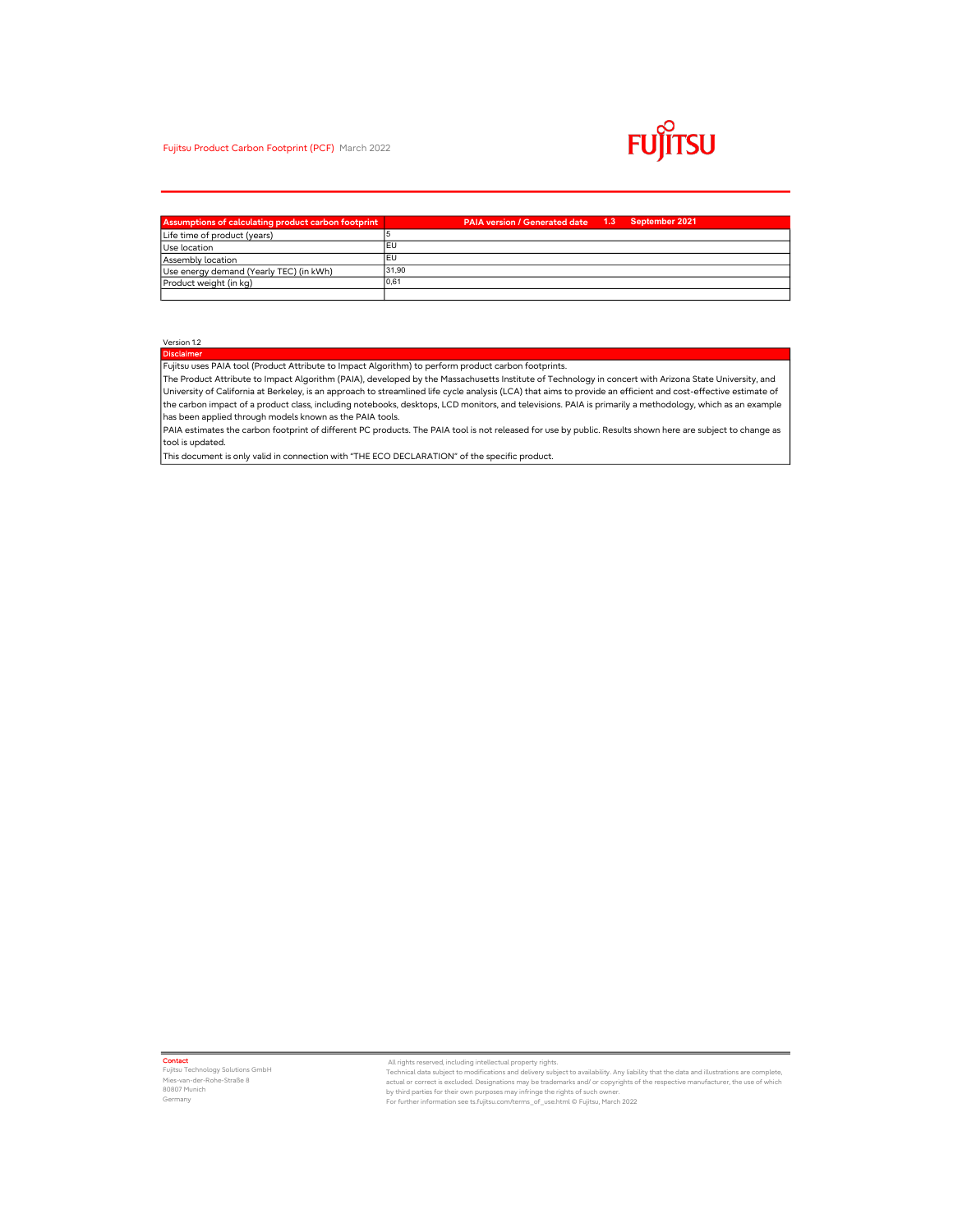Fujitsu Product Carbon Footprint (PCF) March 2022

| Assumptions of calculating product carbon footprint | PAIA version / Generated date 1.3 September 2021 |
| --- | --- |
| Life time of product (years) | 5 |
| Use location | EU |
| Assembly location | EU |
| Use energy demand (Yearly TEC) (in kWh) | 31,90 |
| Product weight (in kg) | 0,61 |
| | |

Version 1.2

**Disclaimer**

Fujitsu uses PAIA tool (Product Attribute to Impact Algorithm) to perform product carbon footprints.

The Product Attribute to Impact Algorithm (PAIA), developed by the Massachusetts Institute of Technology in concert with Arizona State University, and University of California at Berkeley, is an approach to streamlined life cycle analysis (LCA) that aims to provide an efficient and cost-effective estimate of the carbon impact of a product class, including notebooks, desktops, LCD monitors, and televisions. PAIA is primarily a methodology, which as an example has been applied through models known as the PAIA tools.

PAIA estimates the carbon footprint of different PC products. The PAIA tool is not released for use by public. Results shown here are subject to change as tool is updated.

This document is only valid in connection with "THE ECO DECLARATION" of the specific product.

**Contact**
Fujitsu Technology Solutions GmbH
Mies-van-der-Rohe-Straße 8
80807 Munich
Germany

All rights reserved, including intellectual property rights.
Technical data subject to modifications and delivery subject to availability. Any liability that the data and illustrations are complete, actual or correct is excluded. Designations may be trademarks and/ or copyrights of the respective manufacturer, the use of which by third parties for their own purposes may infringe the rights of such owner.
For further information see ts.fujitsu.com/terms_of_use.html © Fujitsu, March 2022